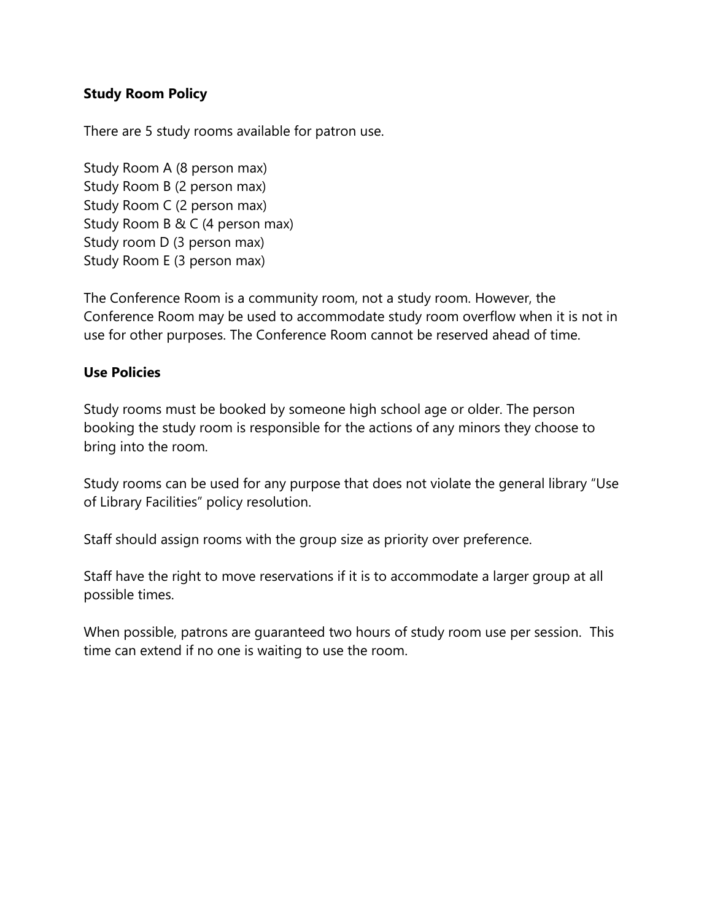**Study Room Policy**

There are 5 study rooms available for patron use.

Study Room A (8 person max)
Study Room B (2 person max)
Study Room C (2 person max)
Study Room B & C (4 person max)
Study room D (3 person max)
Study Room E (3 person max)

The Conference Room is a community room, not a study room. However, the Conference Room may be used to accommodate study room overflow when it is not in use for other purposes. The Conference Room cannot be reserved ahead of time.

**Use Policies**

Study rooms must be booked by someone high school age or older. The person booking the study room is responsible for the actions of any minors they choose to bring into the room.

Study rooms can be used for any purpose that does not violate the general library "Use of Library Facilities" policy resolution.

Staff should assign rooms with the group size as priority over preference.

Staff have the right to move reservations if it is to accommodate a larger group at all possible times.

When possible, patrons are guaranteed two hours of study room use per session. This time can extend if no one is waiting to use the room.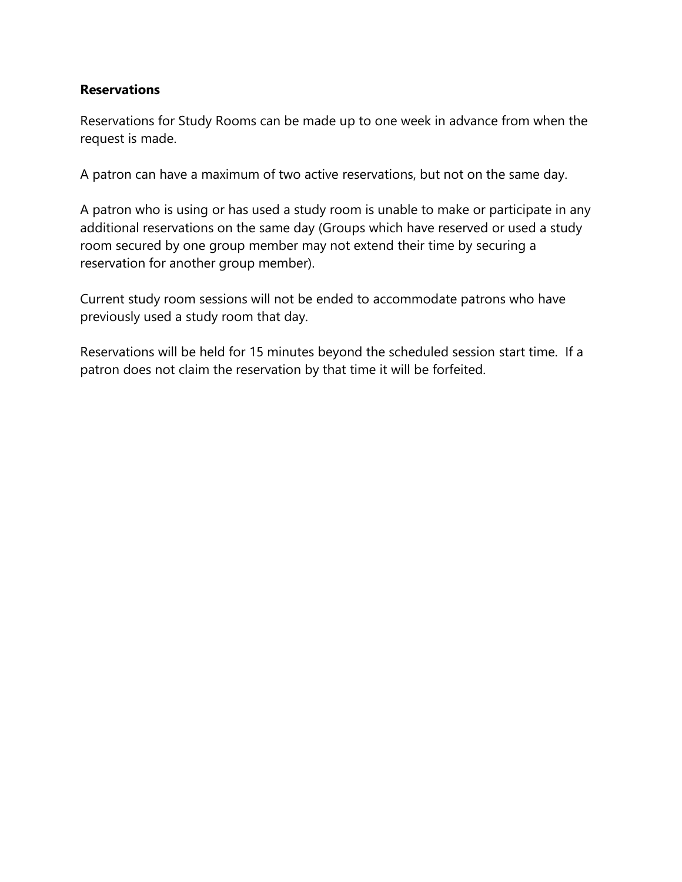**Reservations**

Reservations for Study Rooms can be made up to one week in advance from when the request is made.

A patron can have a maximum of two active reservations, but not on the same day.

A patron who is using or has used a study room is unable to make or participate in any additional reservations on the same day (Groups which have reserved or used a study room secured by one group member may not extend their time by securing a reservation for another group member).

Current study room sessions will not be ended to accommodate patrons who have previously used a study room that day.

Reservations will be held for 15 minutes beyond the scheduled session start time. If a patron does not claim the reservation by that time it will be forfeited.